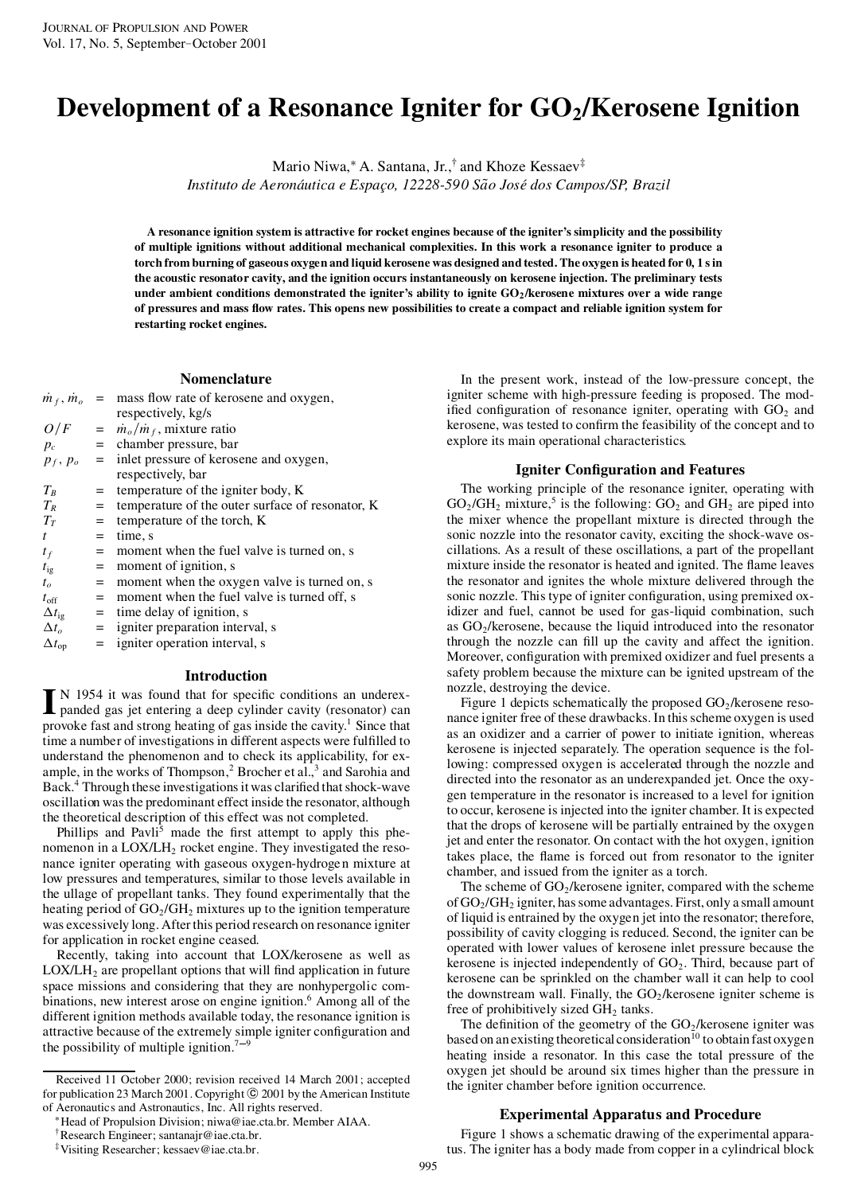# Development of a Resonance Igniter for $GO_2$/Kerosene Ignition

Mario Niwa,* A. Santana, Jr.,† and Khoze Kessaev‡

*Instituto de Aeronáutica e Espaço, 12228-590 São José dos Campos/SP, Brazil*

**A resonance ignition system is attractive for rocket engines because of the igniter's simplicity and the possibility of multiple ignitions without additional mechanical complexities. In this work a resonance igniter to produce a torch from burning of gaseous oxygen and liquid kerosene was designed and tested. The oxygen is heated for 0, 1 s in the acoustic resonator cavity, and the ignition occurs instantaneously on kerosene injection. The preliminary tests under ambient conditions demonstrated the igniter's ability to ignite $GO_2$/kerosene mixtures over a wide range of pressures and mass flow rates. This opens new possibilities to create a compact and reliable ignition system for restarting rocket engines.**

## Nomenclature

| | | |
|---|---|---|
| $\dot{m}_f$, $\dot{m}_o$ | = | mass flow rate of kerosene and oxygen, respectively, kg/s |
| $O/F$ | = | $\dot{m}_o/\dot{m}_f$, mixture ratio |
| $p_c$ | = | chamber pressure, bar |
| $p_f$, $p_o$ | = | inlet pressure of kerosene and oxygen, respectively, bar |
| $T_B$ | = | temperature of the igniter body, K |
| $T_R$ | = | temperature of the outer surface of resonator, K |
| $T_T$ | = | temperature of the torch, K |
| $t$ | = | time, s |
| $t_f$ | = | moment when the fuel valve is turned on, s |
| $t_{\text{ig}}$ | = | moment of ignition, s |
| $t_o$ | = | moment when the oxygen valve is turned on, s |
| $t_{\text{off}}$ | = | moment when the fuel valve is turned off, s |
| $\Delta t_{\text{ig}}$ | = | time delay of ignition, s |
| $\Delta t_o$ | = | igniter preparation interval, s |
| $\Delta t_{\text{op}}$ | = | igniter operation interval, s |

## Introduction

IN 1954 it was found that for specific conditions an underexpanded gas jet entering a deep cylinder cavity (resonator) can provoke fast and strong heating of gas inside the cavity.[1] Since that time a number of investigations in different aspects were fulfilled to understand the phenomenon and to check its applicability, for example, in the works of Thompson,[2] Brocher et al.,[3] and Sarohia and Back.[4] Through these investigations it was clarified that shock-wave oscillation was the predominant effect inside the resonator, although the theoretical description of this effect was not completed.

Phillips and Pavli[5] made the first attempt to apply this phenomenon in a $LOX/LH_2$ rocket engine. They investigated the resonance igniter operating with gaseous oxygen-hydrogen mixture at low pressures and temperatures, similar to those levels available in the ullage of propellant tanks. They found experimentally that the heating period of $GO_2/GH_2$ mixtures up to the ignition temperature was excessively long. After this period research on resonance igniter for application in rocket engine ceased.

Recently, taking into account that LOX/kerosene as well as $LOX/LH_2$ are propellant options that will find application in future space missions and considering that they are nonhypergolic combinations, new interest arose on engine ignition.[6] Among all of the different ignition methods available today, the resonance ignition is attractive because of the extremely simple igniter configuration and the possibility of multiple ignition.[7–9]

In the present work, instead of the low-pressure concept, the igniter scheme with high-pressure feeding is proposed. The modified configuration of resonance igniter, operating with $GO_2$ and kerosene, was tested to confirm the feasibility of the concept and to explore its main operational characteristics.

## Igniter Configuration and Features

The working principle of the resonance igniter, operating with $GO_2/GH_2$ mixture,[5] is the following: $GO_2$ and $GH_2$ are piped into the mixer whence the propellant mixture is directed through the sonic nozzle into the resonator cavity, exciting the shock-wave oscillations. As a result of these oscillations, a part of the propellant mixture inside the resonator is heated and ignited. The flame leaves the resonator and ignites the whole mixture delivered through the sonic nozzle. This type of igniter configuration, using premixed oxidizer and fuel, cannot be used for gas-liquid combination, such as $GO_2$/kerosene, because the liquid introduced into the resonator through the nozzle can fill up the cavity and affect the ignition. Moreover, configuration with premixed oxidizer and fuel presents a safety problem because the mixture can be ignited upstream of the nozzle, destroying the device.

Figure 1 depicts schematically the proposed $GO_2$/kerosene resonance igniter free of these drawbacks. In this scheme oxygen is used as an oxidizer and a carrier of power to initiate ignition, whereas kerosene is injected separately. The operation sequence is the following: compressed oxygen is accelerated through the nozzle and directed into the resonator as an underexpanded jet. Once the oxygen temperature in the resonator is increased to a level for ignition to occur, kerosene is injected into the igniter chamber. It is expected that the drops of kerosene will be partially entrained by the oxygen jet and enter the resonator. On contact with the hot oxygen, ignition takes place, the flame is forced out from resonator to the igniter chamber, and issued from the igniter as a torch.

The scheme of $GO_2$/kerosene igniter, compared with the scheme of $GO_2/GH_2$ igniter, has some advantages. First, only a small amount of liquid is entrained by the oxygen jet into the resonator; therefore, possibility of cavity clogging is reduced. Second, the igniter can be operated with lower values of kerosene inlet pressure because the kerosene is injected independently of $GO_2$. Third, because part of kerosene can be sprinkled on the chamber wall it can help to cool the downstream wall. Finally, the $GO_2$/kerosene igniter scheme is free of prohibitively sized $GH_2$ tanks.

The definition of the geometry of the $GO_2$/kerosene igniter was based on an existing theoretical consideration[10] to obtain fast oxygen heating inside a resonator. In this case the total pressure of the oxygen jet should be around six times higher than the pressure in the igniter chamber before ignition occurrence.

## Experimental Apparatus and Procedure

Figure 1 shows a schematic drawing of the experimental apparatus. The igniter has a body made from copper in a cylindrical block

---

Received 11 October 2000; revision received 14 March 2001; accepted for publication 23 March 2001. Copyright © 2001 by the American Institute of Aeronautics and Astronautics, Inc. All rights reserved.

*Head of Propulsion Division; niwa@iae.cta.br. Member AIAA.

†Research Engineer; santanajr@iae.cta.br.

‡Visiting Researcher; kessaev@iae.cta.br.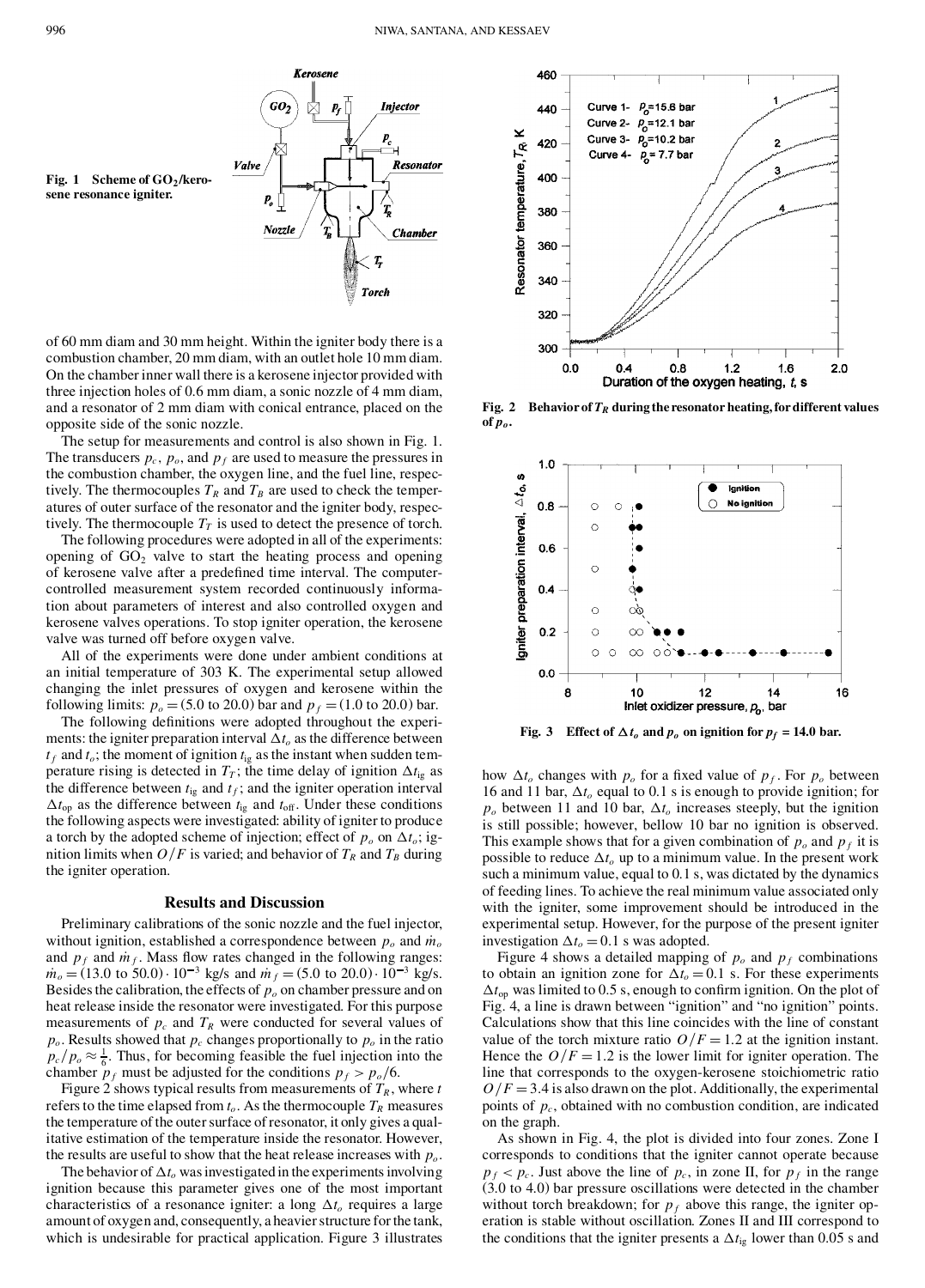Fig. 1 Scheme of $GO_2$/kerosene resonance igniter.

of 60 mm diam and 30 mm height. Within the igniter body there is a combustion chamber, 20 mm diam, with an outlet hole 10 mm diam. On the chamber inner wall there is a kerosene injector provided with three injection holes of 0.6 mm diam, a sonic nozzle of 4 mm diam, and a resonator of 2 mm diam with conical entrance, placed on the opposite side of the sonic nozzle.

The setup for measurements and control is also shown in Fig. 1. The transducers $p_c$, $p_o$, and $p_f$ are used to measure the pressures in the combustion chamber, the oxygen line, and the fuel line, respectively. The thermocouples $T_R$ and $T_B$ are used to check the temperatures of outer surface of the resonator and the igniter body, respectively. The thermocouple $T_T$ is used to detect the presence of torch.

The following procedures were adopted in all of the experiments: opening of $GO_2$ valve to start the heating process and opening of kerosene valve after a predefined time interval. The computer-controlled measurement system recorded continuously information about parameters of interest and also controlled oxygen and kerosene valves operations. To stop igniter operation, the kerosene valve was turned off before oxygen valve.

All of the experiments were done under ambient conditions at an initial temperature of 303 K. The experimental setup allowed changing the inlet pressures of oxygen and kerosene within the following limits: $p_o = (5.0 \text{ to } 20.0)$ bar and $p_f = (1.0 \text{ to } 20.0)$ bar.

The following definitions were adopted throughout the experiments: the igniter preparation interval $\Delta t_o$ as the difference between $t_f$ and $t_o$; the moment of ignition $t_{ig}$ as the instant when sudden temperature rising is detected in $T_T$; the time delay of ignition $\Delta t_{ig}$ as the difference between $t_{ig}$ and $t_f$; and the igniter operation interval $\Delta t_{op}$ as the difference between $t_{ig}$ and $t_{off}$. Under these conditions the following aspects were investigated: ability of igniter to produce a torch by the adopted scheme of injection; effect of $p_o$ on $\Delta t_o$; ignition limits when $O/F$ is varied; and behavior of $T_R$ and $T_B$ during the igniter operation.

## Results and Discussion

Preliminary calibrations of the sonic nozzle and the fuel injector, without ignition, established a correspondence between $p_o$ and $\dot{m}_o$ and $p_f$ and $\dot{m}_f$. Mass flow rates changed in the following ranges: $\dot{m}_o = (13.0 \text{ to } 50.0)\cdot 10^{-3}$ kg/s and $\dot{m}_f = (5.0 \text{ to } 20.0)\cdot 10^{-3}$ kg/s. Besides the calibration, the effects of $p_o$ on chamber pressure and on heat release inside the resonator were investigated. For this purpose measurements of $p_c$ and $T_R$ were conducted for several values of $p_o$. Results showed that $p_c$ changes proportionally to $p_o$ in the ratio $p_c/p_o \approx \frac{1}{6}$. Thus, for becoming feasible the fuel injection into the chamber $p_f$ must be adjusted for the conditions $p_f > p_o/6$.

Figure 2 shows typical results from measurements of $T_R$, where $t$ refers to the time elapsed from $t_o$. As the thermocouple $T_R$ measures the temperature of the outer surface of resonator, it only gives a qualitative estimation of the temperature inside the resonator. However, the results are useful to show that the heat release increases with $p_o$.

The behavior of $\Delta t_o$ was investigated in the experiments involving ignition because this parameter gives one of the most important characteristics of a resonance igniter: a long $\Delta t_o$ requires a large amount of oxygen and, consequently, a heavier structure for the tank, which is undesirable for practical application. Figure 3 illustrates how $\Delta t_o$ changes with $p_o$ for a fixed value of $p_f$. For $p_o$ between 16 and 11 bar, $\Delta t_o$ equal to 0.1 s is enough to provide ignition; for $p_o$ between 11 and 10 bar, $\Delta t_o$ increases steeply, but the ignition is still possible; however, bellow 10 bar no ignition is observed. This example shows that for a given combination of $p_o$ and $p_f$ it is possible to reduce $\Delta t_o$ up to a minimum value. In the present work such a minimum value, equal to 0.1 s, was dictated by the dynamics of feeding lines. To achieve the real minimum value associated only with the igniter, some improvement should be introduced in the experimental setup. However, for the purpose of the present igniter investigation $\Delta t_o = 0.1$ s was adopted.

Fig. 2 Behavior of $T_R$ during the resonator heating, for different values of $p_o$.

Fig. 3 Effect of $\Delta t_o$ and $p_o$ on ignition for $p_f = 14.0$ bar.

Figure 4 shows a detailed mapping of $p_o$ and $p_f$ combinations to obtain an ignition zone for $\Delta t_o = 0.1$ s. For these experiments $\Delta t_{op}$ was limited to 0.5 s, enough to confirm ignition. On the plot of Fig. 4, a line is drawn between "ignition" and "no ignition" points. Calculations show that this line coincides with the line of constant value of the torch mixture ratio $O/F = 1.2$ at the ignition instant. Hence the $O/F = 1.2$ is the lower limit for igniter operation. The line that corresponds to the oxygen-kerosene stoichiometric ratio $O/F = 3.4$ is also drawn on the plot. Additionally, the experimental points of $p_c$, obtained with no combustion condition, are indicated on the graph.

As shown in Fig. 4, the plot is divided into four zones. Zone I corresponds to conditions that the igniter cannot operate because $p_f < p_c$. Just above the line of $p_c$, in zone II, for $p_f$ in the range (3.0 to 4.0) bar pressure oscillations were detected in the chamber without torch breakdown; for $p_f$ above this range, the igniter operation is stable without oscillation. Zones II and III correspond to the conditions that the igniter presents a $\Delta t_{ig}$ lower than 0.05 s and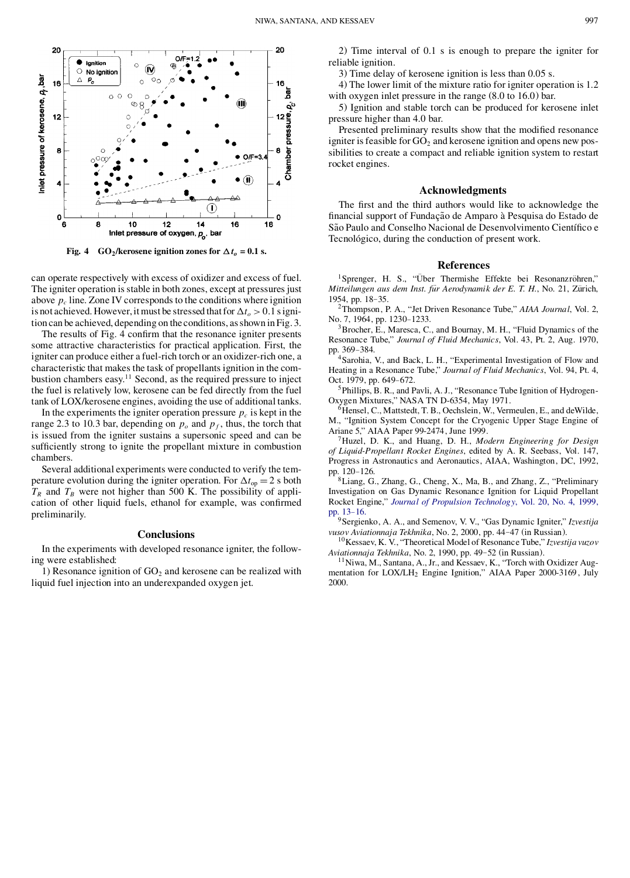20

16

12

8

4

0

6 8 10 12 14 16 18

Inlet pressure of kerosene, $p_f$, bar

Inlet pressure of oxygen, $p_o$, bar

Chamber pressure, $p_c$, bar

20

16

12

8

4

0

● Ignition

○ No ignition

△ $P_c$

O/F=1.2

O/F=3.4

I

II

III

IV

**Fig. 4 $GO_2$/kerosene ignition zones for $\Delta t_o = 0.1$ s.**

can operate respectively with excess of oxidizer and excess of fuel. The igniter operation is stable in both zones, except at pressures just above $p_c$ line. Zone IV corresponds to the conditions where ignition is not achieved. However, it must be stressed that for $\Delta t_o > 0.1$ s ignition can be achieved, depending on the conditions, as shown in Fig. 3.

The results of Fig. 4 confirm that the resonance igniter presents some attractive characteristics for practical application. First, the igniter can produce either a fuel-rich torch or an oxidizer-rich one, a characteristic that makes the task of propellants ignition in the combustion chambers easy.[11] Second, as the required pressure to inject the fuel is relatively low, kerosene can be fed directly from the fuel tank of LOX/kerosene engines, avoiding the use of additional tanks.

In the experiments the igniter operation pressure $p_c$ is kept in the range 2.3 to 10.3 bar, depending on $p_o$ and $p_f$, thus, the torch that is issued from the igniter sustains a supersonic speed and can be sufficiently strong to ignite the propellant mixture in combustion chambers.

Several additional experiments were conducted to verify the temperature evolution during the igniter operation. For $\Delta t_{\mathrm{op}} = 2$ s both $T_R$ and $T_B$ were not higher than 500 K. The possibility of application of other liquid fuels, ethanol for example, was confirmed preliminarily.

## Conclusions

In the experiments with developed resonance igniter, the following were established:

1) Resonance ignition of $GO_2$ and kerosene can be realized with liquid fuel injection into an underexpanded oxygen jet.

2) Time interval of 0.1 s is enough to prepare the igniter for reliable ignition.

3) Time delay of kerosene ignition is less than 0.05 s.

4) The lower limit of the mixture ratio for igniter operation is 1.2 with oxygen inlet pressure in the range (8.0 to 16.0) bar.

5) Ignition and stable torch can be produced for kerosene inlet pressure higher than 4.0 bar.

Presented preliminary results show that the modified resonance igniter is feasible for $GO_2$ and kerosene ignition and opens new possibilities to create a compact and reliable ignition system to restart rocket engines.

## Acknowledgments

The first and the third authors would like to acknowledge the financial support of Fundação de Amparo à Pesquisa do Estado de São Paulo and Conselho Nacional de Desenvolvimento Científico e Tecnológico, during the conduction of present work.

## References

[1] Sprenger, H. S., "Über Thermishe Effekte bei Resonanzröhren," *Mitteilungen aus dem Inst. für Aerodynamik der E. T. H.*, No. 21, Zürich, 1954, pp. 18–35.

[2] Thompson, P. A., "Jet Driven Resonance Tube," *AIAA Journal*, Vol. 2, No. 7, 1964, pp. 1230–1233.

[3] Brocher, E., Maresca, C., and Bournay, M. H., "Fluid Dynamics of the Resonance Tube," *Journal of Fluid Mechanics*, Vol. 43, Pt. 2, Aug. 1970, pp. 369–384.

[4] Sarohia, V., and Back, L. H., "Experimental Investigation of Flow and Heating in a Resonance Tube," *Journal of Fluid Mechanics*, Vol. 94, Pt. 4, Oct. 1979, pp. 649–672.

[5] Phillips, B. R., and Pavli, A. J., "Resonance Tube Ignition of Hydrogen-Oxygen Mixtures," NASA TN D-6354, May 1971.

[6] Hensel, C., Mattstedt, T. B., Oechslein, W., Vermeulen, E., and deWilde, M., "Ignition System Concept for the Cryogenic Upper Stage Engine of Ariane 5," AIAA Paper 99-2474, June 1999.

[7] Huzel, D. K., and Huang, D. H., *Modern Engineering for Design of Liquid-Propellant Rocket Engines*, edited by A. R. Seebass, Vol. 147, Progress in Astronautics and Aeronautics, AIAA, Washington, DC, 1992, pp. 120–126.

[8] Liang, G., Zhang, G., Cheng, X., Ma, B., and Zhang, Z., "Preliminary Investigation on Gas Dynamic Resonance Ignition for Liquid Propellant Rocket Engine," *Journal of Propulsion Technology*, Vol. 20, No. 4, 1999, pp. 13–16.

[9] Sergienko, A. A., and Semenov, V. V., "Gas Dynamic Igniter," *Izvestija vusov Aviationnaja Tekhnika*, No. 2, 2000, pp. 44–47 (in Russian).

[10] Kessaev, K. V., "Theoretical Model of Resonance Tube," *Izvestija vuzov Aviationnaja Tekhnika*, No. 2, 1990, pp. 49–52 (in Russian).

[11] Niwa, M., Santana, A., Jr., and Kessaev, K., "Torch with Oxidizer Augmentation for LOX/LH$_2$ Engine Ignition," AIAA Paper 2000-3169, July 2000.